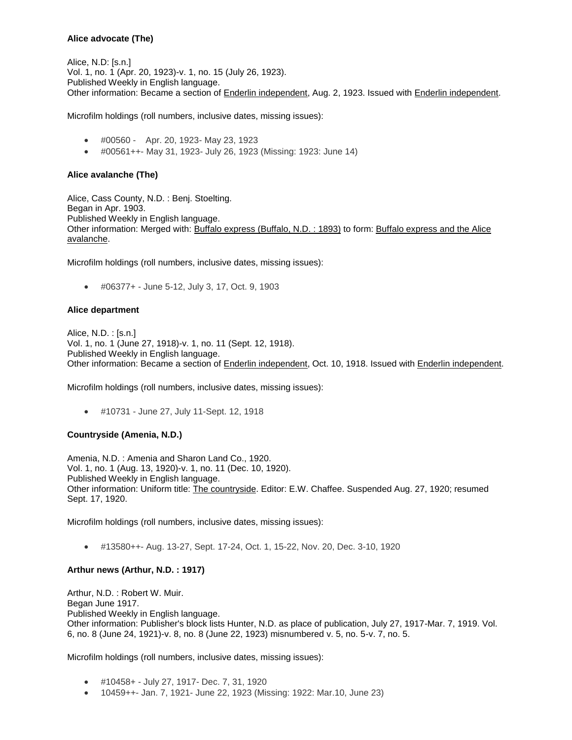**Alice advocate (The)**

Alice, N.D: [s.n.]
Vol. 1, no. 1 (Apr. 20, 1923)-v. 1, no. 15 (July 26, 1923).
Published Weekly in English language.
Other information: Became a section of Enderlin independent, Aug. 2, 1923. Issued with Enderlin independent.

Microfilm holdings (roll numbers, inclusive dates, missing issues):

- #00560 - Apr. 20, 1923- May 23, 1923
- #00561++- May 31, 1923- July 26, 1923 (Missing: 1923: June 14)

**Alice avalanche (The)**

Alice, Cass County, N.D. : Benj. Stoelting.
Began in Apr. 1903.
Published Weekly in English language.
Other information: Merged with: Buffalo express (Buffalo, N.D. : 1893) to form: Buffalo express and the Alice avalanche.

Microfilm holdings (roll numbers, inclusive dates, missing issues):

- #06377+ - June 5-12, July 3, 17, Oct. 9, 1903

**Alice department**

Alice, N.D. : [s.n.]
Vol. 1, no. 1 (June 27, 1918)-v. 1, no. 11 (Sept. 12, 1918).
Published Weekly in English language.
Other information: Became a section of Enderlin independent, Oct. 10, 1918. Issued with Enderlin independent.

Microfilm holdings (roll numbers, inclusive dates, missing issues):

- #10731 - June 27, July 11-Sept. 12, 1918

**Countryside (Amenia, N.D.)**

Amenia, N.D. : Amenia and Sharon Land Co., 1920.
Vol. 1, no. 1 (Aug. 13, 1920)-v. 1, no. 11 (Dec. 10, 1920).
Published Weekly in English language.
Other information: Uniform title: The countryside. Editor: E.W. Chaffee. Suspended Aug. 27, 1920; resumed Sept. 17, 1920.

Microfilm holdings (roll numbers, inclusive dates, missing issues):

- #13580++- Aug. 13-27, Sept. 17-24, Oct. 1, 15-22, Nov. 20, Dec. 3-10, 1920

**Arthur news (Arthur, N.D. : 1917)**

Arthur, N.D. : Robert W. Muir.
Began June 1917.
Published Weekly in English language.
Other information: Publisher's block lists Hunter, N.D. as place of publication, July 27, 1917-Mar. 7, 1919. Vol. 6, no. 8 (June 24, 1921)-v. 8, no. 8 (June 22, 1923) misnumbered v. 5, no. 5-v. 7, no. 5.

Microfilm holdings (roll numbers, inclusive dates, missing issues):

- #10458+ - July 27, 1917- Dec. 7, 31, 1920
- 10459++- Jan. 7, 1921- June 22, 1923 (Missing: 1922: Mar.10, June 23)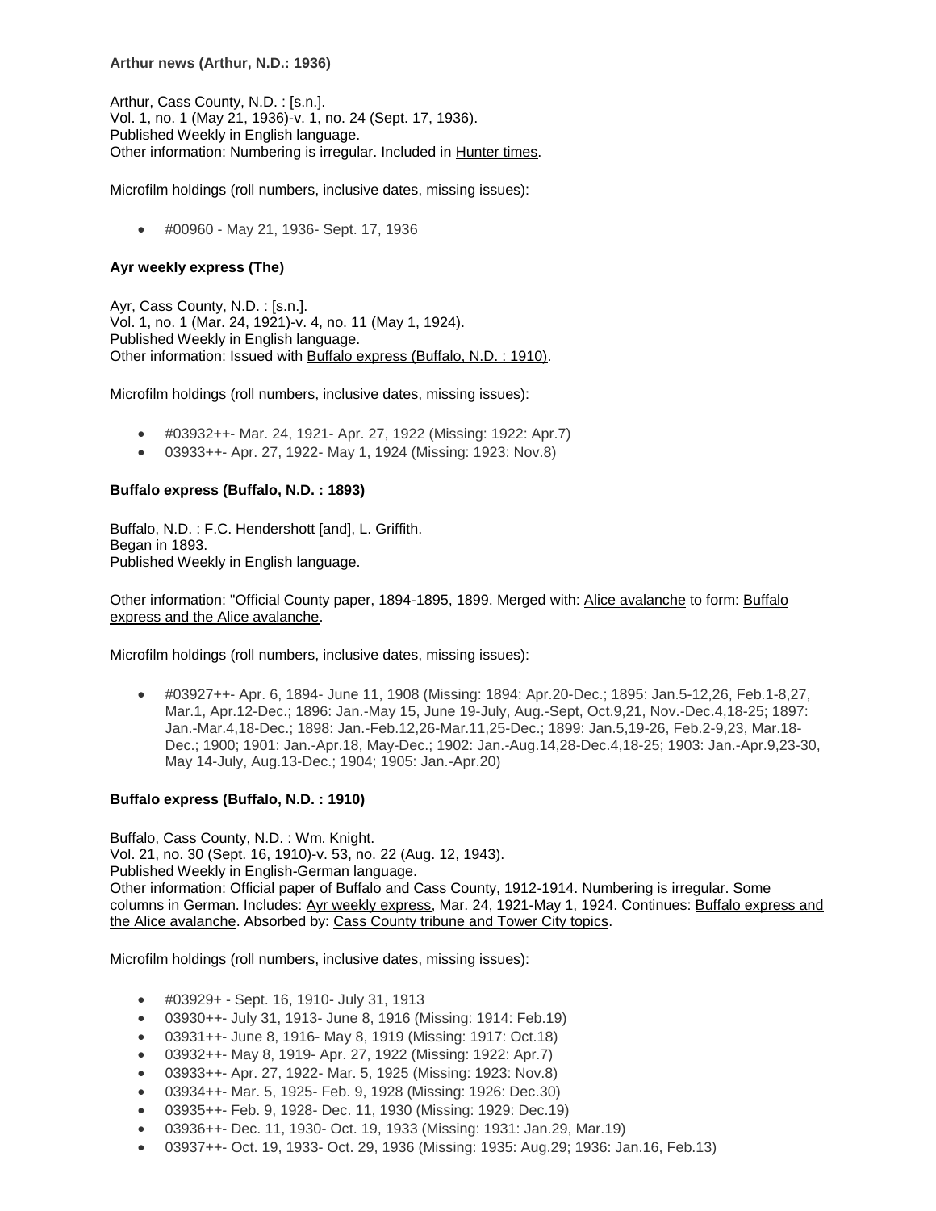**Arthur news (Arthur, N.D.: 1936)**

Arthur, Cass County, N.D. : [s.n.].
Vol. 1, no. 1 (May 21, 1936)-v. 1, no. 24 (Sept. 17, 1936).
Published Weekly in English language.
Other information: Numbering is irregular. Included in Hunter times.

Microfilm holdings (roll numbers, inclusive dates, missing issues):

- #00960 - May 21, 1936- Sept. 17, 1936

**Ayr weekly express (The)**

Ayr, Cass County, N.D. : [s.n.].
Vol. 1, no. 1 (Mar. 24, 1921)-v. 4, no. 11 (May 1, 1924).
Published Weekly in English language.
Other information: Issued with Buffalo express (Buffalo, N.D. : 1910).

Microfilm holdings (roll numbers, inclusive dates, missing issues):

- #03932++- Mar. 24, 1921- Apr. 27, 1922 (Missing: 1922: Apr.7)
- 03933++- Apr. 27, 1922- May 1, 1924 (Missing: 1923: Nov.8)

**Buffalo express (Buffalo, N.D. : 1893)**

Buffalo, N.D. : F.C. Hendershott [and], L. Griffith.
Began in 1893.
Published Weekly in English language.

Other information: "Official County paper, 1894-1895, 1899. Merged with: Alice avalanche to form: Buffalo express and the Alice avalanche.

Microfilm holdings (roll numbers, inclusive dates, missing issues):

- #03927++- Apr. 6, 1894- June 11, 1908 (Missing: 1894: Apr.20-Dec.; 1895: Jan.5-12,26, Feb.1-8,27, Mar.1, Apr.12-Dec.; 1896: Jan.-May 15, June 19-July, Aug.-Sept, Oct.9,21, Nov.-Dec.4,18-25; 1897: Jan.-Mar.4,18-Dec.; 1898: Jan.-Feb.12,26-Mar.11,25-Dec.; 1899: Jan.5,19-26, Feb.2-9,23, Mar.18-Dec.; 1900; 1901: Jan.-Apr.18, May-Dec.; 1902: Jan.-Aug.14,28-Dec.4,18-25; 1903: Jan.-Apr.9,23-30, May 14-July, Aug.13-Dec.; 1904; 1905: Jan.-Apr.20)

**Buffalo express (Buffalo, N.D. : 1910)**

Buffalo, Cass County, N.D. : Wm. Knight.
Vol. 21, no. 30 (Sept. 16, 1910)-v. 53, no. 22 (Aug. 12, 1943).
Published Weekly in English-German language.
Other information: Official paper of Buffalo and Cass County, 1912-1914. Numbering is irregular. Some columns in German. Includes: Ayr weekly express, Mar. 24, 1921-May 1, 1924. Continues: Buffalo express and the Alice avalanche. Absorbed by: Cass County tribune and Tower City topics.

Microfilm holdings (roll numbers, inclusive dates, missing issues):

- #03929+ - Sept. 16, 1910- July 31, 1913
- 03930++- July 31, 1913- June 8, 1916 (Missing: 1914: Feb.19)
- 03931++- June 8, 1916- May 8, 1919 (Missing: 1917: Oct.18)
- 03932++- May 8, 1919- Apr. 27, 1922 (Missing: 1922: Apr.7)
- 03933++- Apr. 27, 1922- Mar. 5, 1925 (Missing: 1923: Nov.8)
- 03934++- Mar. 5, 1925- Feb. 9, 1928 (Missing: 1926: Dec.30)
- 03935++- Feb. 9, 1928- Dec. 11, 1930 (Missing: 1929: Dec.19)
- 03936++- Dec. 11, 1930- Oct. 19, 1933 (Missing: 1931: Jan.29, Mar.19)
- 03937++- Oct. 19, 1933- Oct. 29, 1936 (Missing: 1935: Aug.29; 1936: Jan.16, Feb.13)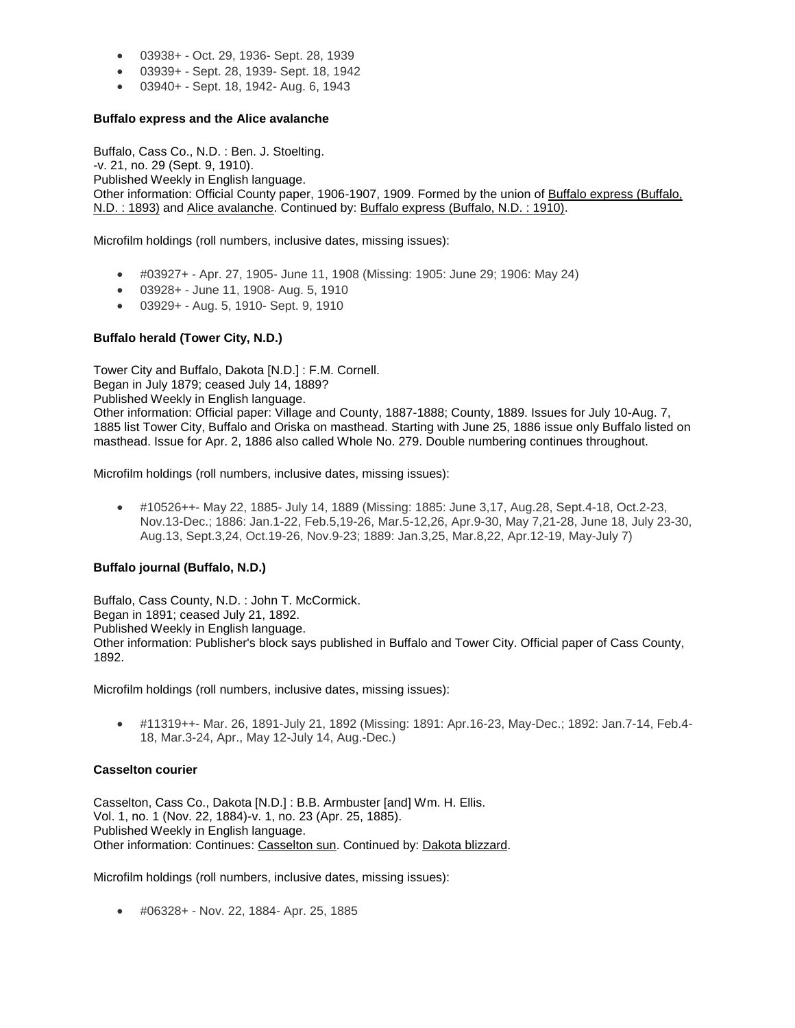- 03938+ - Oct. 29, 1936- Sept. 28, 1939
- 03939+ - Sept. 28, 1939- Sept. 18, 1942
- 03940+ - Sept. 18, 1942- Aug. 6, 1943

**Buffalo express and the Alice avalanche**

Buffalo, Cass Co., N.D. : Ben. J. Stoelting.
-v. 21, no. 29 (Sept. 9, 1910).
Published Weekly in English language.
Other information: Official County paper, 1906-1907, 1909. Formed by the union of Buffalo express (Buffalo, N.D. : 1893) and Alice avalanche. Continued by: Buffalo express (Buffalo, N.D. : 1910).

Microfilm holdings (roll numbers, inclusive dates, missing issues):

- #03927+ - Apr. 27, 1905- June 11, 1908 (Missing: 1905: June 29; 1906: May 24)
- 03928+ - June 11, 1908- Aug. 5, 1910
- 03929+ - Aug. 5, 1910- Sept. 9, 1910

**Buffalo herald (Tower City, N.D.)**

Tower City and Buffalo, Dakota [N.D.] : F.M. Cornell.
Began in July 1879; ceased July 14, 1889?
Published Weekly in English language.
Other information: Official paper: Village and County, 1887-1888; County, 1889. Issues for July 10-Aug. 7, 1885 list Tower City, Buffalo and Oriska on masthead. Starting with June 25, 1886 issue only Buffalo listed on masthead. Issue for Apr. 2, 1886 also called Whole No. 279. Double numbering continues throughout.

Microfilm holdings (roll numbers, inclusive dates, missing issues):

- #10526++- May 22, 1885- July 14, 1889 (Missing: 1885: June 3,17, Aug.28, Sept.4-18, Oct.2-23, Nov.13-Dec.; 1886: Jan.1-22, Feb.5,19-26, Mar.5-12,26, Apr.9-30, May 7,21-28, June 18, July 23-30, Aug.13, Sept.3,24, Oct.19-26, Nov.9-23; 1889: Jan.3,25, Mar.8,22, Apr.12-19, May-July 7)

**Buffalo journal (Buffalo, N.D.)**

Buffalo, Cass County, N.D. : John T. McCormick.
Began in 1891; ceased July 21, 1892.
Published Weekly in English language.
Other information: Publisher's block says published in Buffalo and Tower City. Official paper of Cass County, 1892.

Microfilm holdings (roll numbers, inclusive dates, missing issues):

- #11319++- Mar. 26, 1891-July 21, 1892 (Missing: 1891: Apr.16-23, May-Dec.; 1892: Jan.7-14, Feb.4-18, Mar.3-24, Apr., May 12-July 14, Aug.-Dec.)

**Casselton courier**

Casselton, Cass Co., Dakota [N.D.] : B.B. Armbuster [and] Wm. H. Ellis.
Vol. 1, no. 1 (Nov. 22, 1884)-v. 1, no. 23 (Apr. 25, 1885).
Published Weekly in English language.
Other information: Continues: Casselton sun. Continued by: Dakota blizzard.

Microfilm holdings (roll numbers, inclusive dates, missing issues):

- #06328+ - Nov. 22, 1884- Apr. 25, 1885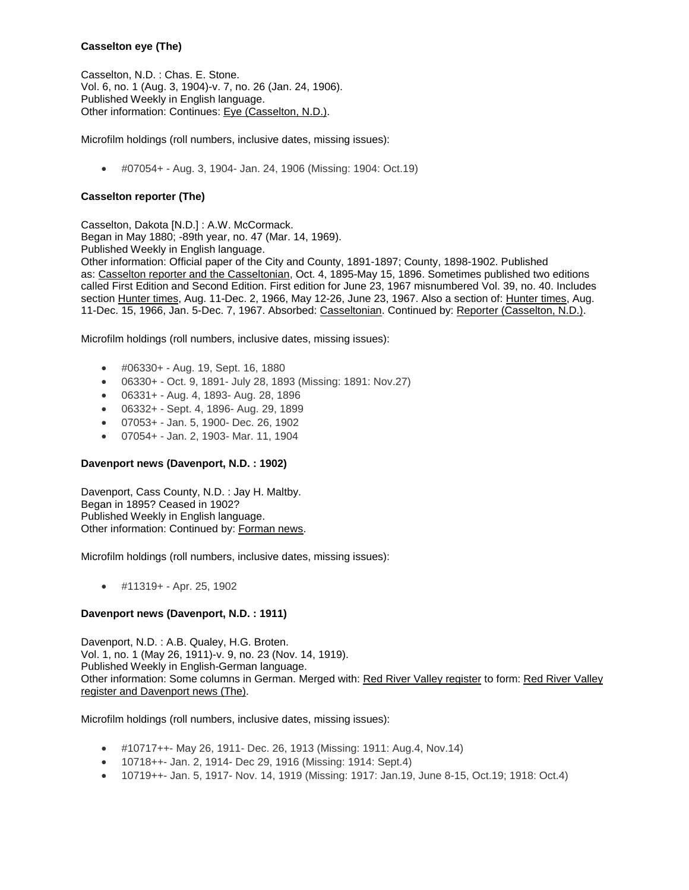**Casselton eye (The)**

Casselton, N.D. : Chas. E. Stone.
Vol. 6, no. 1 (Aug. 3, 1904)-v. 7, no. 26 (Jan. 24, 1906).
Published Weekly in English language.
Other information: Continues: Eye (Casselton, N.D.).

Microfilm holdings (roll numbers, inclusive dates, missing issues):

- #07054+ - Aug. 3, 1904- Jan. 24, 1906 (Missing: 1904: Oct.19)

**Casselton reporter (The)**

Casselton, Dakota [N.D.] : A.W. McCormack.
Began in May 1880; -89th year, no. 47 (Mar. 14, 1969).
Published Weekly in English language.
Other information: Official paper of the City and County, 1891-1897; County, 1898-1902. Published as: Casselton reporter and the Casseltonian, Oct. 4, 1895-May 15, 1896. Sometimes published two editions called First Edition and Second Edition. First edition for June 23, 1967 misnumbered Vol. 39, no. 40. Includes section Hunter times, Aug. 11-Dec. 2, 1966, May 12-26, June 23, 1967. Also a section of: Hunter times, Aug. 11-Dec. 15, 1966, Jan. 5-Dec. 7, 1967. Absorbed: Casseltonian. Continued by: Reporter (Casselton, N.D.).

Microfilm holdings (roll numbers, inclusive dates, missing issues):

- #06330+ - Aug. 19, Sept. 16, 1880
- 06330+ - Oct. 9, 1891- July 28, 1893 (Missing: 1891: Nov.27)
- 06331+ - Aug. 4, 1893- Aug. 28, 1896
- 06332+ - Sept. 4, 1896- Aug. 29, 1899
- 07053+ - Jan. 5, 1900- Dec. 26, 1902
- 07054+ - Jan. 2, 1903- Mar. 11, 1904

**Davenport news (Davenport, N.D. : 1902)**

Davenport, Cass County, N.D. : Jay H. Maltby.
Began in 1895? Ceased in 1902?
Published Weekly in English language.
Other information: Continued by: Forman news.

Microfilm holdings (roll numbers, inclusive dates, missing issues):

- #11319+ - Apr. 25, 1902

**Davenport news (Davenport, N.D. : 1911)**

Davenport, N.D. : A.B. Qualey, H.G. Broten.
Vol. 1, no. 1 (May 26, 1911)-v. 9, no. 23 (Nov. 14, 1919).
Published Weekly in English-German language.
Other information: Some columns in German. Merged with: Red River Valley register to form: Red River Valley register and Davenport news (The).

Microfilm holdings (roll numbers, inclusive dates, missing issues):

- #10717++- May 26, 1911- Dec. 26, 1913 (Missing: 1911: Aug.4, Nov.14)
- 10718++- Jan. 2, 1914- Dec 29, 1916 (Missing: 1914: Sept.4)
- 10719++- Jan. 5, 1917- Nov. 14, 1919 (Missing: 1917: Jan.19, June 8-15, Oct.19; 1918: Oct.4)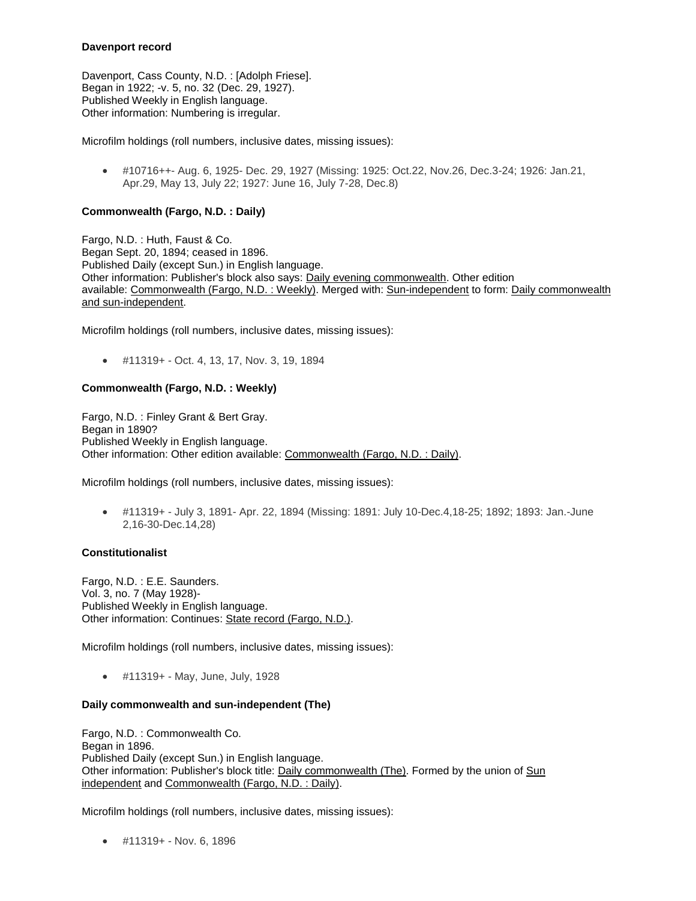**Davenport record**

Davenport, Cass County, N.D. : [Adolph Friese].
Began in 1922; -v. 5, no. 32 (Dec. 29, 1927).
Published Weekly in English language.
Other information: Numbering is irregular.

Microfilm holdings (roll numbers, inclusive dates, missing issues):

- #10716++- Aug. 6, 1925- Dec. 29, 1927 (Missing: 1925: Oct.22, Nov.26, Dec.3-24; 1926: Jan.21, Apr.29, May 13, July 22; 1927: June 16, July 7-28, Dec.8)

**Commonwealth (Fargo, N.D. : Daily)**

Fargo, N.D. : Huth, Faust & Co.
Began Sept. 20, 1894; ceased in 1896.
Published Daily (except Sun.) in English language.
Other information: Publisher's block also says: Daily evening commonwealth. Other edition available: Commonwealth (Fargo, N.D. : Weekly). Merged with: Sun-independent to form: Daily commonwealth and sun-independent.

Microfilm holdings (roll numbers, inclusive dates, missing issues):

- #11319+ - Oct. 4, 13, 17, Nov. 3, 19, 1894

**Commonwealth (Fargo, N.D. : Weekly)**

Fargo, N.D. : Finley Grant & Bert Gray.
Began in 1890?
Published Weekly in English language.
Other information: Other edition available: Commonwealth (Fargo, N.D. : Daily).

Microfilm holdings (roll numbers, inclusive dates, missing issues):

- #11319+ - July 3, 1891- Apr. 22, 1894 (Missing: 1891: July 10-Dec.4,18-25; 1892; 1893: Jan.-June 2,16-30-Dec.14,28)

**Constitutionalist**

Fargo, N.D. : E.E. Saunders.
Vol. 3, no. 7 (May 1928)-
Published Weekly in English language.
Other information: Continues: State record (Fargo, N.D.).

Microfilm holdings (roll numbers, inclusive dates, missing issues):

- #11319+ - May, June, July, 1928

**Daily commonwealth and sun-independent (The)**

Fargo, N.D. : Commonwealth Co.
Began in 1896.
Published Daily (except Sun.) in English language.
Other information: Publisher's block title: Daily commonwealth (The). Formed by the union of Sun independent and Commonwealth (Fargo, N.D. : Daily).

Microfilm holdings (roll numbers, inclusive dates, missing issues):

- #11319+ - Nov. 6, 1896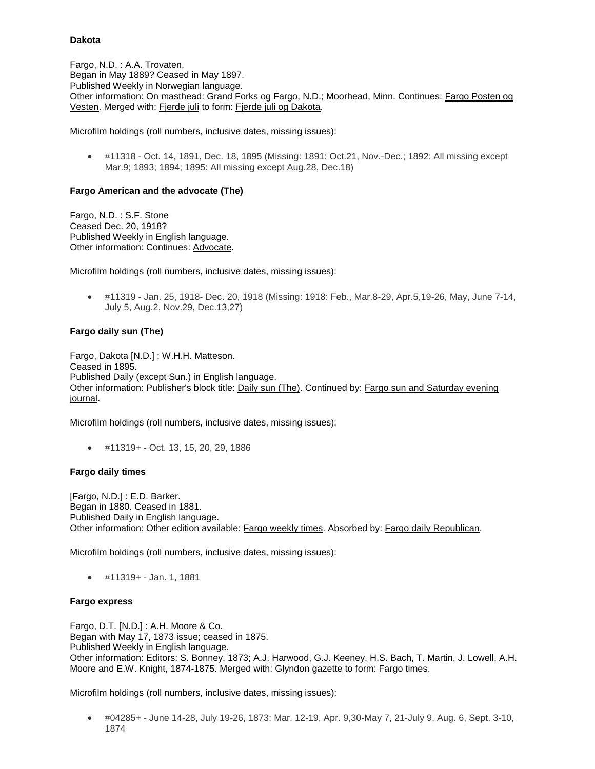**Dakota**

Fargo, N.D. : A.A. Trovaten.
Began in May 1889? Ceased in May 1897.
Published Weekly in Norwegian language.
Other information: On masthead: Grand Forks og Fargo, N.D.; Moorhead, Minn. Continues: Fargo Posten og Vesten. Merged with: Fjerde juli to form: Fjerde juli og Dakota.

Microfilm holdings (roll numbers, inclusive dates, missing issues):

- #11318 - Oct. 14, 1891, Dec. 18, 1895 (Missing: 1891: Oct.21, Nov.-Dec.; 1892: All missing except Mar.9; 1893; 1894; 1895: All missing except Aug.28, Dec.18)

**Fargo American and the advocate (The)**

Fargo, N.D. : S.F. Stone
Ceased Dec. 20, 1918?
Published Weekly in English language.
Other information: Continues: Advocate.

Microfilm holdings (roll numbers, inclusive dates, missing issues):

- #11319 - Jan. 25, 1918- Dec. 20, 1918 (Missing: 1918: Feb., Mar.8-29, Apr.5,19-26, May, June 7-14, July 5, Aug.2, Nov.29, Dec.13,27)

**Fargo daily sun (The)**

Fargo, Dakota [N.D.] : W.H.H. Matteson.
Ceased in 1895.
Published Daily (except Sun.) in English language.
Other information: Publisher's block title: Daily sun (The). Continued by: Fargo sun and Saturday evening journal.

Microfilm holdings (roll numbers, inclusive dates, missing issues):

- #11319+ - Oct. 13, 15, 20, 29, 1886

**Fargo daily times**

[Fargo, N.D.] : E.D. Barker.
Began in 1880. Ceased in 1881.
Published Daily in English language.
Other information: Other edition available: Fargo weekly times. Absorbed by: Fargo daily Republican.

Microfilm holdings (roll numbers, inclusive dates, missing issues):

- #11319+ - Jan. 1, 1881

**Fargo express**

Fargo, D.T. [N.D.] : A.H. Moore & Co.
Began with May 17, 1873 issue; ceased in 1875.
Published Weekly in English language.
Other information: Editors: S. Bonney, 1873; A.J. Harwood, G.J. Keeney, H.S. Bach, T. Martin, J. Lowell, A.H. Moore and E.W. Knight, 1874-1875. Merged with: Glyndon gazette to form: Fargo times.

Microfilm holdings (roll numbers, inclusive dates, missing issues):

- #04285+ - June 14-28, July 19-26, 1873; Mar. 12-19, Apr. 9,30-May 7, 21-July 9, Aug. 6, Sept. 3-10, 1874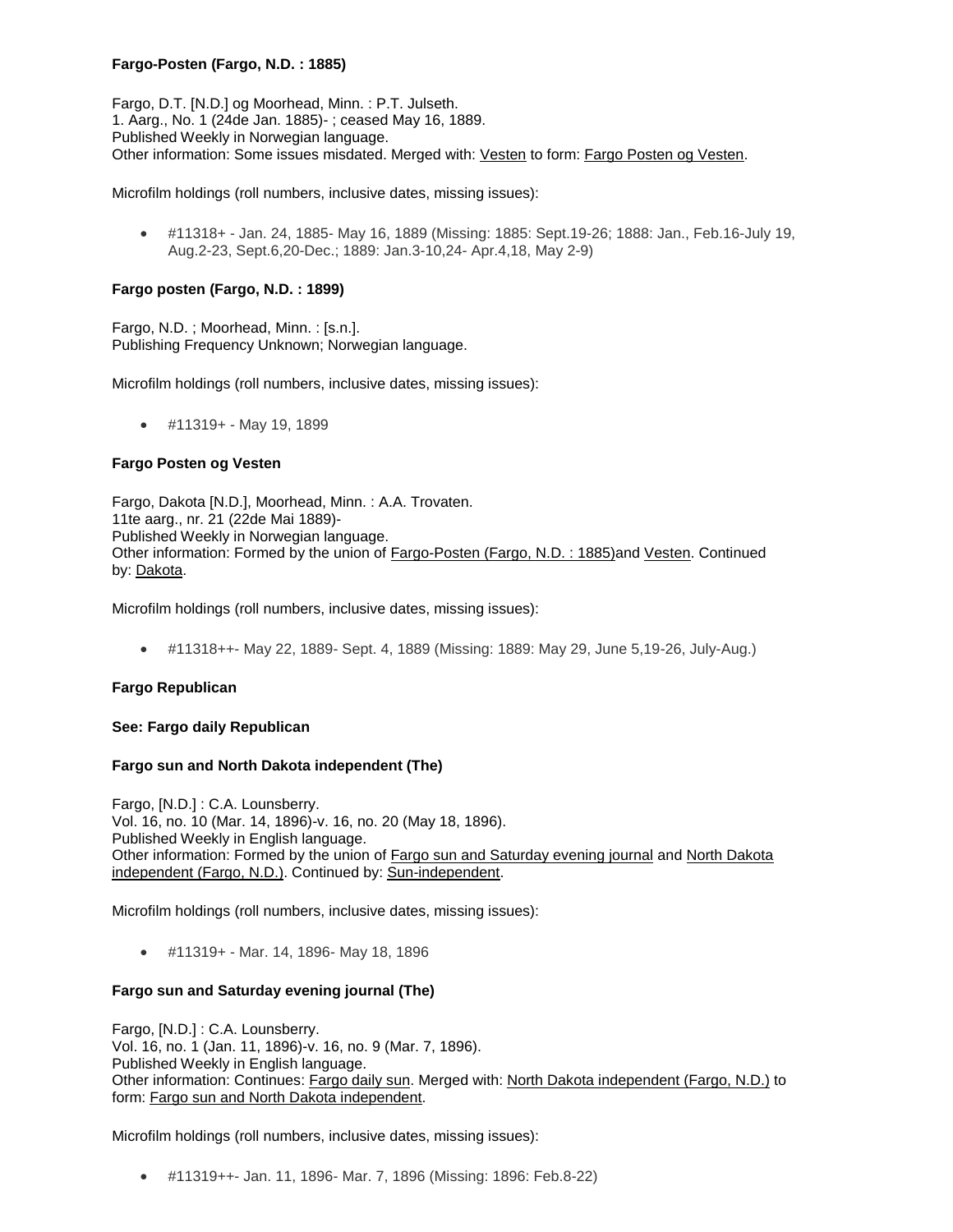**Fargo-Posten (Fargo, N.D. : 1885)**

Fargo, D.T. [N.D.] og Moorhead, Minn. : P.T. Julseth.
1. Aarg., No. 1 (24de Jan. 1885)- ; ceased May 16, 1889.
Published Weekly in Norwegian language.
Other information: Some issues misdated. Merged with: Vesten to form: Fargo Posten og Vesten.

Microfilm holdings (roll numbers, inclusive dates, missing issues):

- #11318+ - Jan. 24, 1885- May 16, 1889 (Missing: 1885: Sept.19-26; 1888: Jan., Feb.16-July 19, Aug.2-23, Sept.6,20-Dec.; 1889: Jan.3-10,24- Apr.4,18, May 2-9)

**Fargo posten (Fargo, N.D. : 1899)**

Fargo, N.D. ; Moorhead, Minn. : [s.n.].
Publishing Frequency Unknown; Norwegian language.

Microfilm holdings (roll numbers, inclusive dates, missing issues):

- #11319+ - May 19, 1899

**Fargo Posten og Vesten**

Fargo, Dakota [N.D.], Moorhead, Minn. : A.A. Trovaten.
11te aarg., nr. 21 (22de Mai 1889)-
Published Weekly in Norwegian language.
Other information: Formed by the union of Fargo-Posten (Fargo, N.D. : 1885)and Vesten. Continued by: Dakota.

Microfilm holdings (roll numbers, inclusive dates, missing issues):

- #11318++- May 22, 1889- Sept. 4, 1889 (Missing: 1889: May 29, June 5,19-26, July-Aug.)

**Fargo Republican**

**See: Fargo daily Republican**

**Fargo sun and North Dakota independent (The)**

Fargo, [N.D.] : C.A. Lounsberry.
Vol. 16, no. 10 (Mar. 14, 1896)-v. 16, no. 20 (May 18, 1896).
Published Weekly in English language.
Other information: Formed by the union of Fargo sun and Saturday evening journal and North Dakota independent (Fargo, N.D.). Continued by: Sun-independent.

Microfilm holdings (roll numbers, inclusive dates, missing issues):

- #11319+ - Mar. 14, 1896- May 18, 1896

**Fargo sun and Saturday evening journal (The)**

Fargo, [N.D.] : C.A. Lounsberry.
Vol. 16, no. 1 (Jan. 11, 1896)-v. 16, no. 9 (Mar. 7, 1896).
Published Weekly in English language.
Other information: Continues: Fargo daily sun. Merged with: North Dakota independent (Fargo, N.D.) to form: Fargo sun and North Dakota independent.

Microfilm holdings (roll numbers, inclusive dates, missing issues):

- #11319++- Jan. 11, 1896- Mar. 7, 1896 (Missing: 1896: Feb.8-22)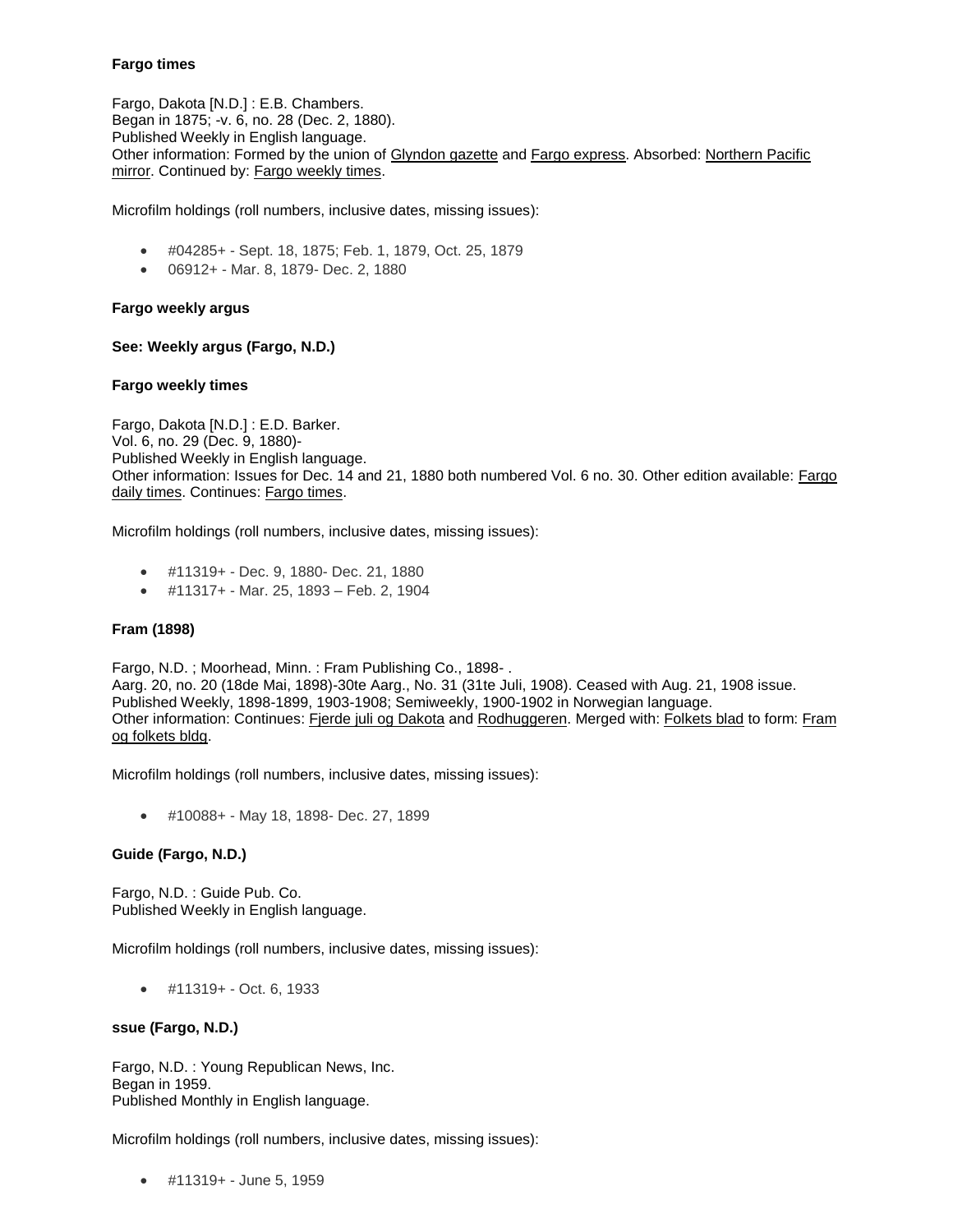**Fargo times**

Fargo, Dakota [N.D.] : E.B. Chambers.
Began in 1875; -v. 6, no. 28 (Dec. 2, 1880).
Published Weekly in English language.
Other information: Formed by the union of Glyndon gazette and Fargo express. Absorbed: Northern Pacific mirror. Continued by: Fargo weekly times.

Microfilm holdings (roll numbers, inclusive dates, missing issues):

- #04285+ - Sept. 18, 1875; Feb. 1, 1879, Oct. 25, 1879
- 06912+ - Mar. 8, 1879- Dec. 2, 1880

**Fargo weekly argus**

**See: Weekly argus (Fargo, N.D.)**

**Fargo weekly times**

Fargo, Dakota [N.D.] : E.D. Barker.
Vol. 6, no. 29 (Dec. 9, 1880)-
Published Weekly in English language.
Other information: Issues for Dec. 14 and 21, 1880 both numbered Vol. 6 no. 30. Other edition available: Fargo daily times. Continues: Fargo times.

Microfilm holdings (roll numbers, inclusive dates, missing issues):

- #11319+ - Dec. 9, 1880- Dec. 21, 1880
- #11317+ - Mar. 25, 1893 – Feb. 2, 1904

**Fram (1898)**

Fargo, N.D. ; Moorhead, Minn. : Fram Publishing Co., 1898- .
Aarg. 20, no. 20 (18de Mai, 1898)-30te Aarg., No. 31 (31te Juli, 1908). Ceased with Aug. 21, 1908 issue.
Published Weekly, 1898-1899, 1903-1908; Semiweekly, 1900-1902 in Norwegian language.
Other information: Continues: Fjerde juli og Dakota and Rodhuggeren. Merged with: Folkets blad to form: Fram og folkets bldg.

Microfilm holdings (roll numbers, inclusive dates, missing issues):

- #10088+ - May 18, 1898- Dec. 27, 1899

**Guide (Fargo, N.D.)**

Fargo, N.D. : Guide Pub. Co.
Published Weekly in English language.

Microfilm holdings (roll numbers, inclusive dates, missing issues):

- #11319+ - Oct. 6, 1933

**ssue (Fargo, N.D.)**

Fargo, N.D. : Young Republican News, Inc.
Began in 1959.
Published Monthly in English language.

Microfilm holdings (roll numbers, inclusive dates, missing issues):

- #11319+ - June 5, 1959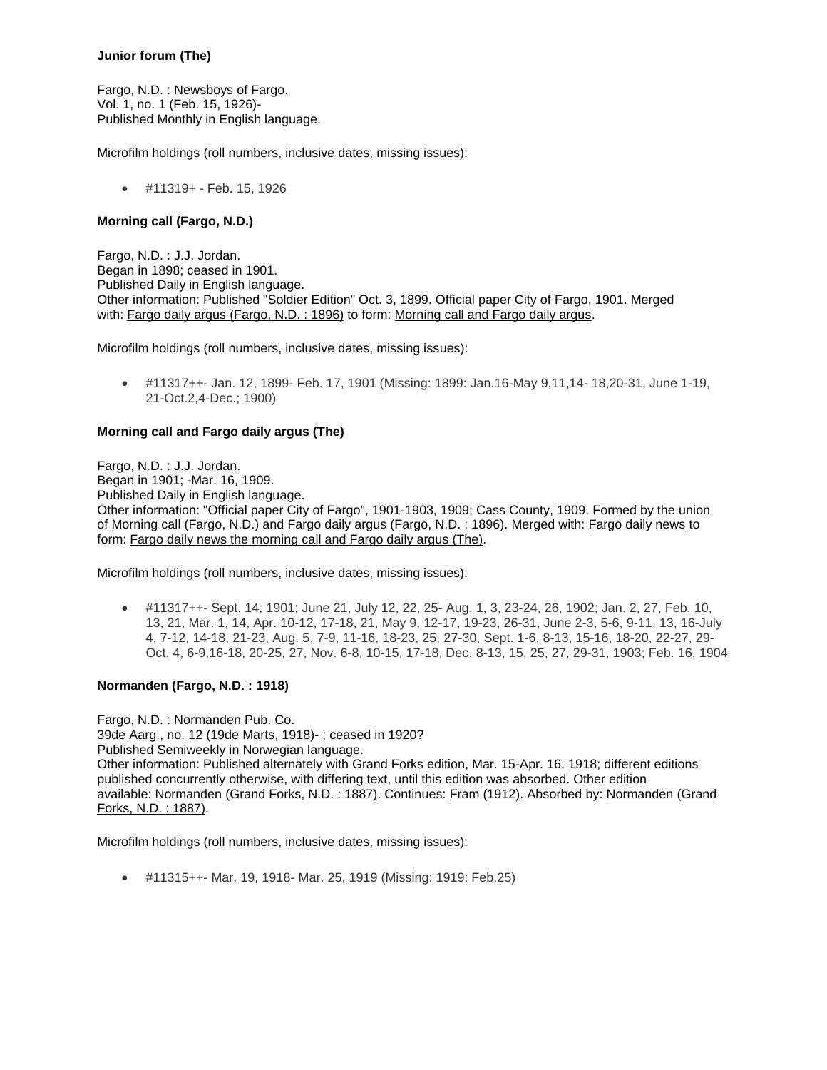**Junior forum (The)**

Fargo, N.D. : Newsboys of Fargo.
Vol. 1, no. 1 (Feb. 15, 1926)-
Published Monthly in English language.

Microfilm holdings (roll numbers, inclusive dates, missing issues):

- #11319+ - Feb. 15, 1926

**Morning call (Fargo, N.D.)**

Fargo, N.D. : J.J. Jordan.
Began in 1898; ceased in 1901.
Published Daily in English language.
Other information: Published "Soldier Edition" Oct. 3, 1899. Official paper City of Fargo, 1901. Merged with: Fargo daily argus (Fargo, N.D. : 1896) to form: Morning call and Fargo daily argus.

Microfilm holdings (roll numbers, inclusive dates, missing issues):

- #11317++- Jan. 12, 1899- Feb. 17, 1901 (Missing: 1899: Jan.16-May 9,11,14- 18,20-31, June 1-19, 21-Oct.2,4-Dec.; 1900)

**Morning call and Fargo daily argus (The)**

Fargo, N.D. : J.J. Jordan.
Began in 1901; -Mar. 16, 1909.
Published Daily in English language.
Other information: "Official paper City of Fargo", 1901-1903, 1909; Cass County, 1909. Formed by the union of Morning call (Fargo, N.D.) and Fargo daily argus (Fargo, N.D. : 1896). Merged with: Fargo daily news to form: Fargo daily news the morning call and Fargo daily argus (The).

Microfilm holdings (roll numbers, inclusive dates, missing issues):

- #11317++- Sept. 14, 1901; June 21, July 12, 22, 25- Aug. 1, 3, 23-24, 26, 1902; Jan. 2, 27, Feb. 10, 13, 21, Mar. 1, 14, Apr. 10-12, 17-18, 21, May 9, 12-17, 19-23, 26-31, June 2-3, 5-6, 9-11, 13, 16-July 4, 7-12, 14-18, 21-23, Aug. 5, 7-9, 11-16, 18-23, 25, 27-30, Sept. 1-6, 8-13, 15-16, 18-20, 22-27, 29-Oct. 4, 6-9,16-18, 20-25, 27, Nov. 6-8, 10-15, 17-18, Dec. 8-13, 15, 25, 27, 29-31, 1903; Feb. 16, 1904

**Normanden (Fargo, N.D. : 1918)**

Fargo, N.D. : Normanden Pub. Co.
39de Aarg., no. 12 (19de Marts, 1918)- ; ceased in 1920?
Published Semiweekly in Norwegian language.
Other information: Published alternately with Grand Forks edition, Mar. 15-Apr. 16, 1918; different editions published concurrently otherwise, with differing text, until this edition was absorbed. Other edition available: Normanden (Grand Forks, N.D. : 1887). Continues: Fram (1912). Absorbed by: Normanden (Grand Forks, N.D. : 1887).

Microfilm holdings (roll numbers, inclusive dates, missing issues):

- #11315++- Mar. 19, 1918- Mar. 25, 1919 (Missing: 1919: Feb.25)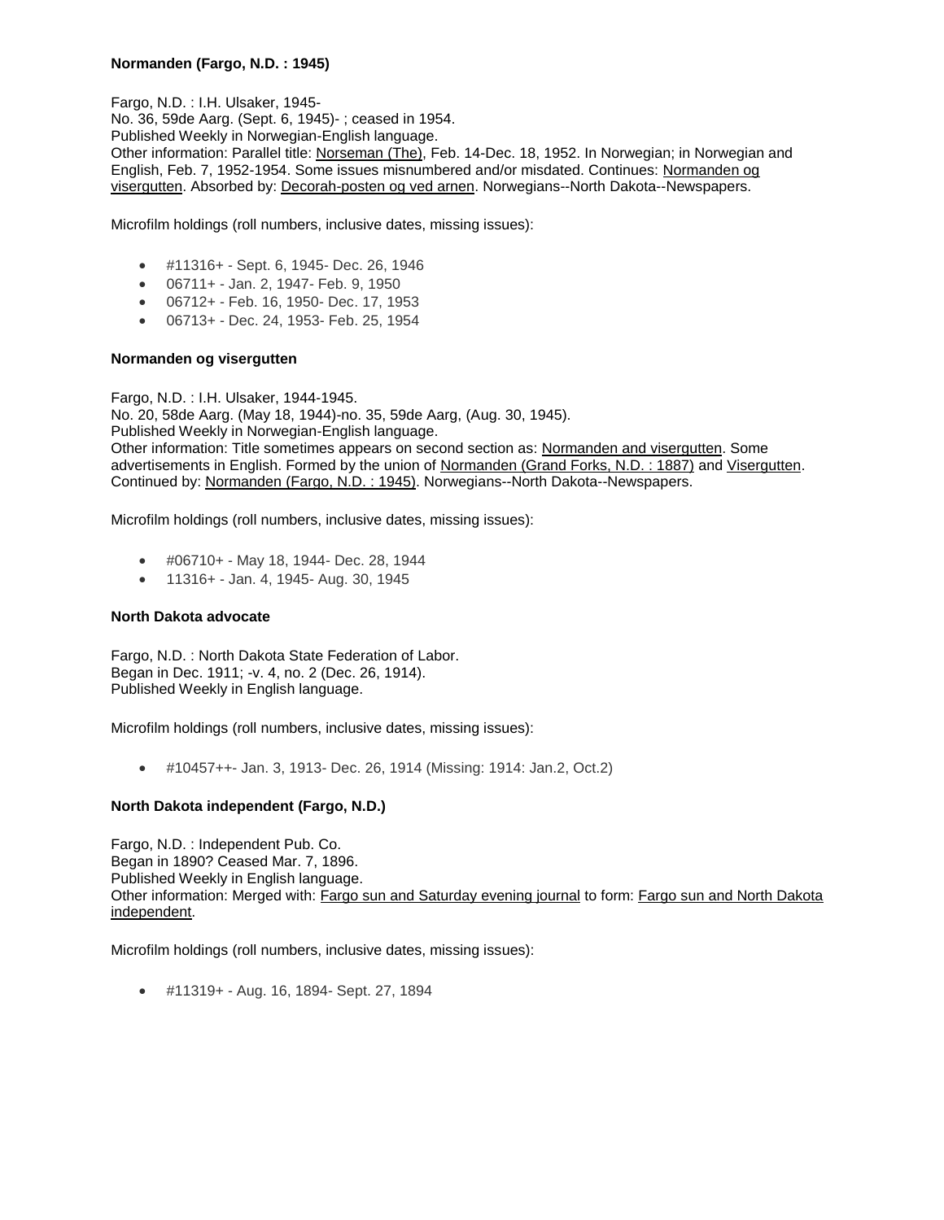**Normanden (Fargo, N.D. : 1945)**

Fargo, N.D. : I.H. Ulsaker, 1945-
No. 36, 59de Aarg. (Sept. 6, 1945)- ; ceased in 1954.
Published Weekly in Norwegian-English language.
Other information: Parallel title: Norseman (The), Feb. 14-Dec. 18, 1952. In Norwegian; in Norwegian and English, Feb. 7, 1952-1954. Some issues misnumbered and/or misdated. Continues: Normanden og visergutten. Absorbed by: Decorah-posten og ved arnen. Norwegians--North Dakota--Newspapers.

Microfilm holdings (roll numbers, inclusive dates, missing issues):

- #11316+ - Sept. 6, 1945- Dec. 26, 1946
- 06711+ - Jan. 2, 1947- Feb. 9, 1950
- 06712+ - Feb. 16, 1950- Dec. 17, 1953
- 06713+ - Dec. 24, 1953- Feb. 25, 1954

**Normanden og visergutten**

Fargo, N.D. : I.H. Ulsaker, 1944-1945.
No. 20, 58de Aarg. (May 18, 1944)-no. 35, 59de Aarg, (Aug. 30, 1945).
Published Weekly in Norwegian-English language.
Other information: Title sometimes appears on second section as: Normanden and visergutten. Some advertisements in English. Formed by the union of Normanden (Grand Forks, N.D. : 1887) and Visergutten. Continued by: Normanden (Fargo, N.D. : 1945). Norwegians--North Dakota--Newspapers.

Microfilm holdings (roll numbers, inclusive dates, missing issues):

- #06710+ - May 18, 1944- Dec. 28, 1944
- 11316+ - Jan. 4, 1945- Aug. 30, 1945

**North Dakota advocate**

Fargo, N.D. : North Dakota State Federation of Labor.
Began in Dec. 1911; -v. 4, no. 2 (Dec. 26, 1914).
Published Weekly in English language.

Microfilm holdings (roll numbers, inclusive dates, missing issues):

- #10457++- Jan. 3, 1913- Dec. 26, 1914 (Missing: 1914: Jan.2, Oct.2)

**North Dakota independent (Fargo, N.D.)**

Fargo, N.D. : Independent Pub. Co.
Began in 1890? Ceased Mar. 7, 1896.
Published Weekly in English language.
Other information: Merged with: Fargo sun and Saturday evening journal to form: Fargo sun and North Dakota independent.

Microfilm holdings (roll numbers, inclusive dates, missing issues):

- #11319+ - Aug. 16, 1894- Sept. 27, 1894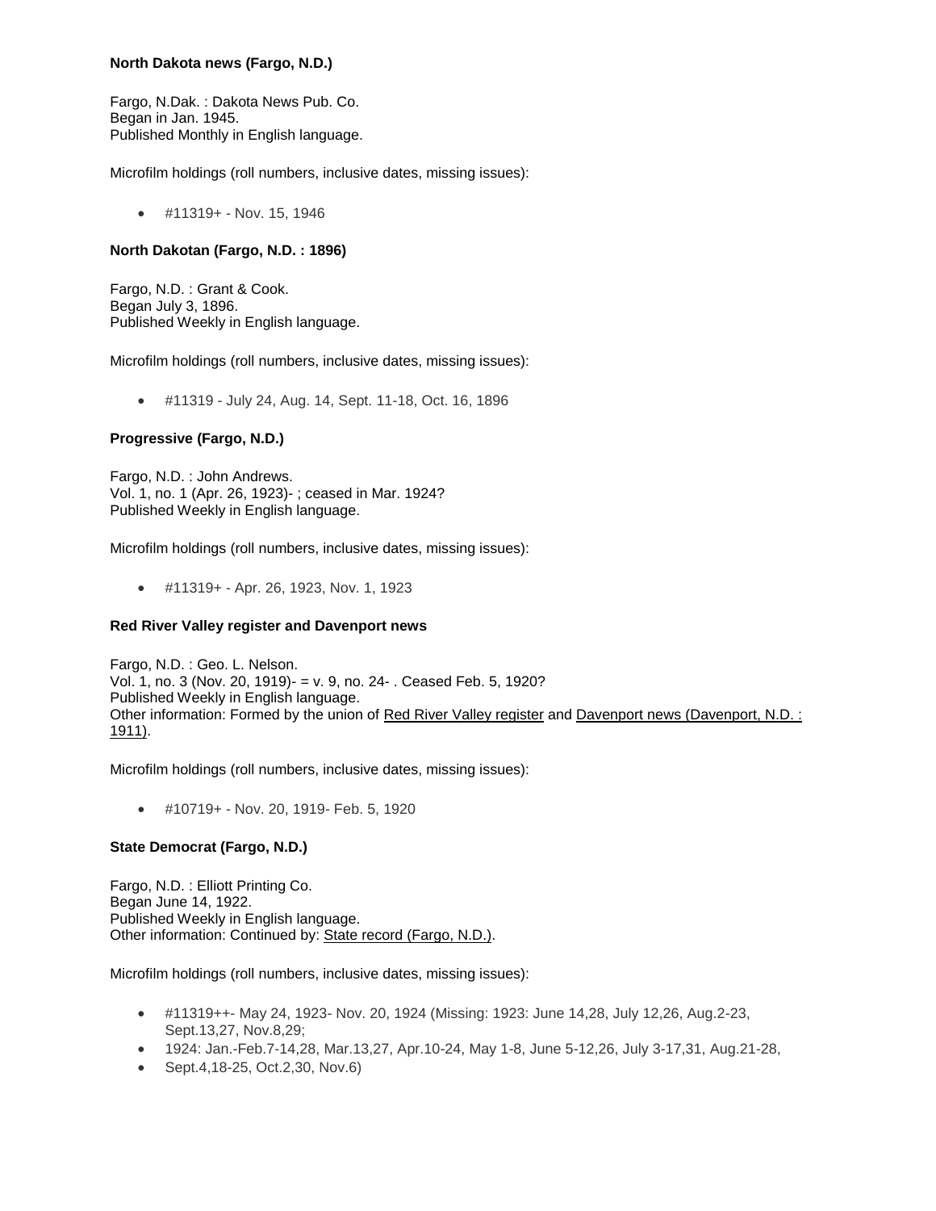**North Dakota news (Fargo, N.D.)**

Fargo, N.Dak. : Dakota News Pub. Co.
Began in Jan. 1945.
Published Monthly in English language.

Microfilm holdings (roll numbers, inclusive dates, missing issues):

- #11319+ - Nov. 15, 1946

**North Dakotan (Fargo, N.D. : 1896)**

Fargo, N.D. : Grant & Cook.
Began July 3, 1896.
Published Weekly in English language.

Microfilm holdings (roll numbers, inclusive dates, missing issues):

- #11319 - July 24, Aug. 14, Sept. 11-18, Oct. 16, 1896

**Progressive (Fargo, N.D.)**

Fargo, N.D. : John Andrews.
Vol. 1, no. 1 (Apr. 26, 1923)- ; ceased in Mar. 1924?
Published Weekly in English language.

Microfilm holdings (roll numbers, inclusive dates, missing issues):

- #11319+ - Apr. 26, 1923, Nov. 1, 1923

**Red River Valley register and Davenport news**

Fargo, N.D. : Geo. L. Nelson.
Vol. 1, no. 3 (Nov. 20, 1919)- = v. 9, no. 24- . Ceased Feb. 5, 1920?
Published Weekly in English language.
Other information: Formed by the union of Red River Valley register and Davenport news (Davenport, N.D. : 1911).

Microfilm holdings (roll numbers, inclusive dates, missing issues):

- #10719+ - Nov. 20, 1919- Feb. 5, 1920

**State Democrat (Fargo, N.D.)**

Fargo, N.D. : Elliott Printing Co.
Began June 14, 1922.
Published Weekly in English language.
Other information: Continued by: State record (Fargo, N.D.).

Microfilm holdings (roll numbers, inclusive dates, missing issues):

- #11319++- May 24, 1923- Nov. 20, 1924 (Missing: 1923: June 14,28, July 12,26, Aug.2-23, Sept.13,27, Nov.8,29;
- 1924: Jan.-Feb.7-14,28, Mar.13,27, Apr.10-24, May 1-8, June 5-12,26, July 3-17,31, Aug.21-28,
- Sept.4,18-25, Oct.2,30, Nov.6)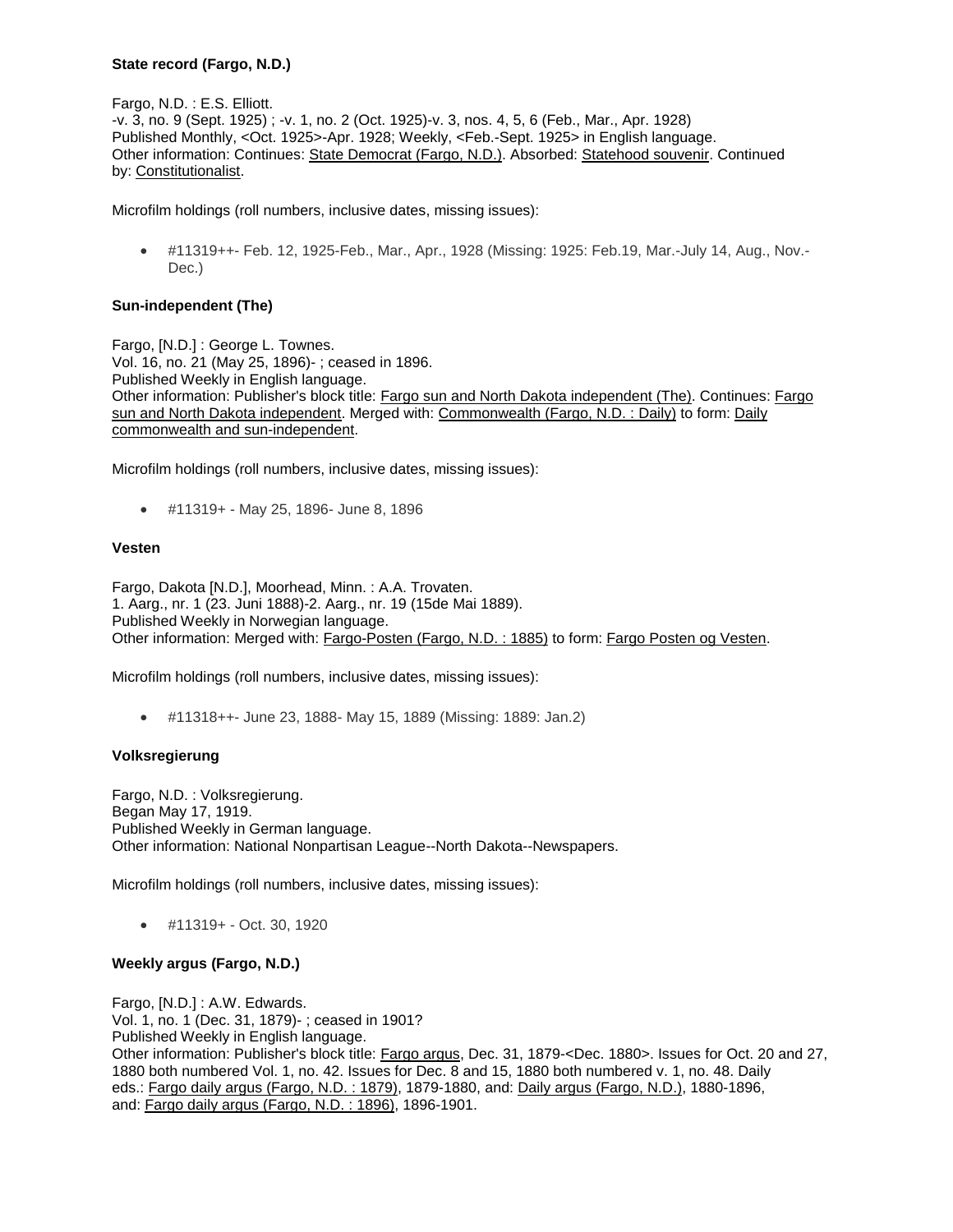**State record (Fargo, N.D.)**

Fargo, N.D. : E.S. Elliott.
-v. 3, no. 9 (Sept. 1925) ; -v. 1, no. 2 (Oct. 1925)-v. 3, nos. 4, 5, 6 (Feb., Mar., Apr. 1928)
Published Monthly, <Oct. 1925>-Apr. 1928; Weekly, <Feb.-Sept. 1925> in English language.
Other information: Continues: State Democrat (Fargo, N.D.). Absorbed: Statehood souvenir. Continued by: Constitutionalist.

Microfilm holdings (roll numbers, inclusive dates, missing issues):

- #11319++- Feb. 12, 1925-Feb., Mar., Apr., 1928 (Missing: 1925: Feb.19, Mar.-July 14, Aug., Nov.-Dec.)

**Sun-independent (The)**

Fargo, [N.D.] : George L. Townes.
Vol. 16, no. 21 (May 25, 1896)- ; ceased in 1896.
Published Weekly in English language.
Other information: Publisher's block title: Fargo sun and North Dakota independent (The). Continues: Fargo sun and North Dakota independent. Merged with: Commonwealth (Fargo, N.D. : Daily) to form: Daily commonwealth and sun-independent.

Microfilm holdings (roll numbers, inclusive dates, missing issues):

- #11319+ - May 25, 1896- June 8, 1896

**Vesten**

Fargo, Dakota [N.D.], Moorhead, Minn. : A.A. Trovaten.
1. Aarg., nr. 1 (23. Juni 1888)-2. Aarg., nr. 19 (15de Mai 1889).
Published Weekly in Norwegian language.
Other information: Merged with: Fargo-Posten (Fargo, N.D. : 1885) to form: Fargo Posten og Vesten.

Microfilm holdings (roll numbers, inclusive dates, missing issues):

- #11318++- June 23, 1888- May 15, 1889 (Missing: 1889: Jan.2)

**Volksregierung**

Fargo, N.D. : Volksregierung.
Began May 17, 1919.
Published Weekly in German language.
Other information: National Nonpartisan League--North Dakota--Newspapers.

Microfilm holdings (roll numbers, inclusive dates, missing issues):

- #11319+ - Oct. 30, 1920

**Weekly argus (Fargo, N.D.)**

Fargo, [N.D.] : A.W. Edwards.
Vol. 1, no. 1 (Dec. 31, 1879)- ; ceased in 1901?
Published Weekly in English language.
Other information: Publisher's block title: Fargo argus, Dec. 31, 1879-<Dec. 1880>. Issues for Oct. 20 and 27, 1880 both numbered Vol. 1, no. 42. Issues for Dec. 8 and 15, 1880 both numbered v. 1, no. 48. Daily eds.: Fargo daily argus (Fargo, N.D. : 1879), 1879-1880, and: Daily argus (Fargo, N.D.), 1880-1896, and: Fargo daily argus (Fargo, N.D. : 1896), 1896-1901.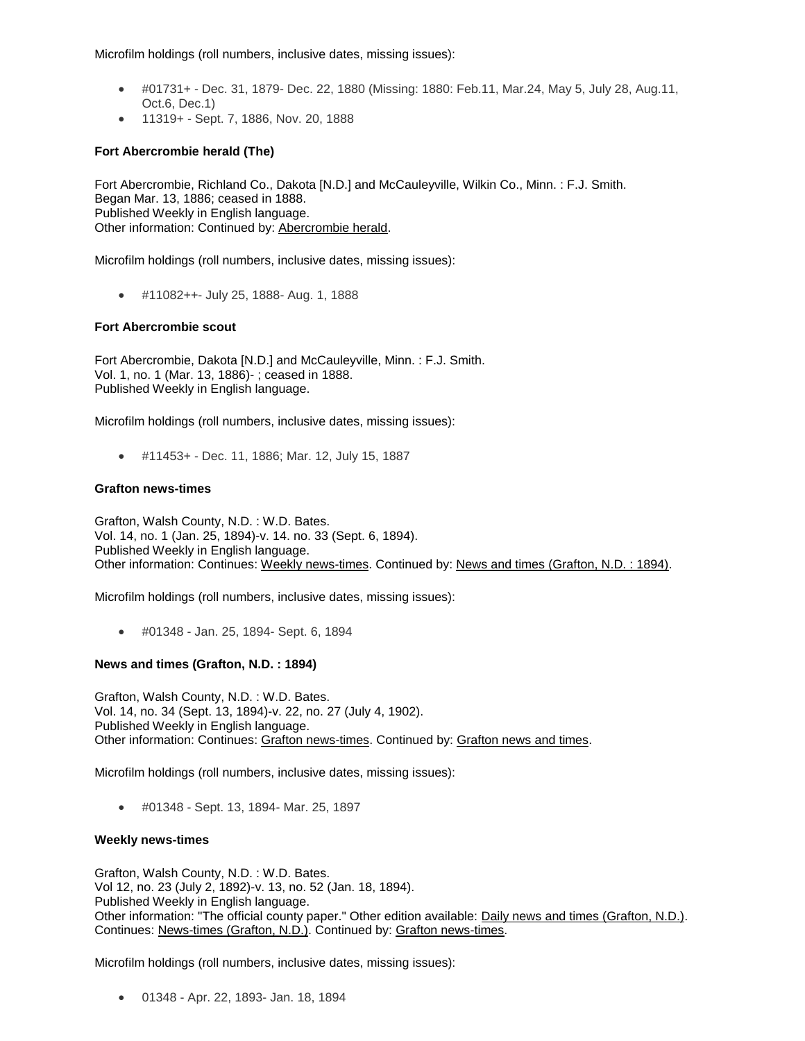Microfilm holdings (roll numbers, inclusive dates, missing issues):

- #01731+ - Dec. 31, 1879- Dec. 22, 1880 (Missing: 1880: Feb.11, Mar.24, May 5, July 28, Aug.11, Oct.6, Dec.1)
- 11319+ - Sept. 7, 1886, Nov. 20, 1888

**Fort Abercrombie herald (The)**

Fort Abercrombie, Richland Co., Dakota [N.D.] and McCauleyville, Wilkin Co., Minn. : F.J. Smith.
Began Mar. 13, 1886; ceased in 1888.
Published Weekly in English language.
Other information: Continued by: Abercrombie herald.

Microfilm holdings (roll numbers, inclusive dates, missing issues):

- #11082++- July 25, 1888- Aug. 1, 1888

**Fort Abercrombie scout**

Fort Abercrombie, Dakota [N.D.] and McCauleyville, Minn. : F.J. Smith.
Vol. 1, no. 1 (Mar. 13, 1886)- ; ceased in 1888.
Published Weekly in English language.

Microfilm holdings (roll numbers, inclusive dates, missing issues):

- #11453+ - Dec. 11, 1886; Mar. 12, July 15, 1887

**Grafton news-times**

Grafton, Walsh County, N.D. : W.D. Bates.
Vol. 14, no. 1 (Jan. 25, 1894)-v. 14. no. 33 (Sept. 6, 1894).
Published Weekly in English language.
Other information: Continues: Weekly news-times. Continued by: News and times (Grafton, N.D. : 1894).

Microfilm holdings (roll numbers, inclusive dates, missing issues):

- #01348 - Jan. 25, 1894- Sept. 6, 1894

**News and times (Grafton, N.D. : 1894)**

Grafton, Walsh County, N.D. : W.D. Bates.
Vol. 14, no. 34 (Sept. 13, 1894)-v. 22, no. 27 (July 4, 1902).
Published Weekly in English language.
Other information: Continues: Grafton news-times. Continued by: Grafton news and times.

Microfilm holdings (roll numbers, inclusive dates, missing issues):

- #01348 - Sept. 13, 1894- Mar. 25, 1897

**Weekly news-times**

Grafton, Walsh County, N.D. : W.D. Bates.
Vol 12, no. 23 (July 2, 1892)-v. 13, no. 52 (Jan. 18, 1894).
Published Weekly in English language.
Other information: "The official county paper." Other edition available: Daily news and times (Grafton, N.D.). Continues: News-times (Grafton, N.D.). Continued by: Grafton news-times.

Microfilm holdings (roll numbers, inclusive dates, missing issues):

- 01348 - Apr. 22, 1893- Jan. 18, 1894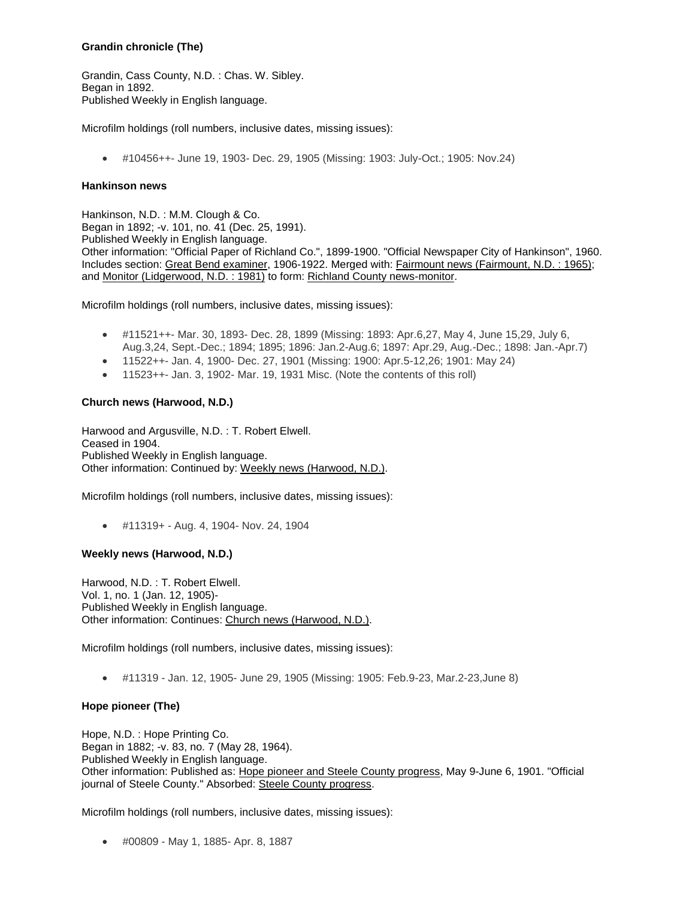**Grandin chronicle (The)**

Grandin, Cass County, N.D. : Chas. W. Sibley.
Began in 1892.
Published Weekly in English language.

Microfilm holdings (roll numbers, inclusive dates, missing issues):

- #10456++- June 19, 1903- Dec. 29, 1905 (Missing: 1903: July-Oct.; 1905: Nov.24)

**Hankinson news**

Hankinson, N.D. : M.M. Clough & Co.
Began in 1892; -v. 101, no. 41 (Dec. 25, 1991).
Published Weekly in English language.
Other information: "Official Paper of Richland Co.", 1899-1900. "Official Newspaper City of Hankinson", 1960. Includes section: Great Bend examiner, 1906-1922. Merged with: Fairmount news (Fairmount, N.D. : 1965); and Monitor (Lidgerwood, N.D. : 1981) to form: Richland County news-monitor.

Microfilm holdings (roll numbers, inclusive dates, missing issues):

- #11521++- Mar. 30, 1893- Dec. 28, 1899 (Missing: 1893: Apr.6,27, May 4, June 15,29, July 6, Aug.3,24, Sept.-Dec.; 1894; 1895; 1896: Jan.2-Aug.6; 1897: Apr.29, Aug.-Dec.; 1898: Jan.-Apr.7)
- 11522++- Jan. 4, 1900- Dec. 27, 1901 (Missing: 1900: Apr.5-12,26; 1901: May 24)
- 11523++- Jan. 3, 1902- Mar. 19, 1931 Misc. (Note the contents of this roll)

**Church news (Harwood, N.D.)**

Harwood and Argusville, N.D. : T. Robert Elwell.
Ceased in 1904.
Published Weekly in English language.
Other information: Continued by: Weekly news (Harwood, N.D.).

Microfilm holdings (roll numbers, inclusive dates, missing issues):

- #11319+ - Aug. 4, 1904- Nov. 24, 1904

**Weekly news (Harwood, N.D.)**

Harwood, N.D. : T. Robert Elwell.
Vol. 1, no. 1 (Jan. 12, 1905)-
Published Weekly in English language.
Other information: Continues: Church news (Harwood, N.D.).

Microfilm holdings (roll numbers, inclusive dates, missing issues):

- #11319 - Jan. 12, 1905- June 29, 1905 (Missing: 1905: Feb.9-23, Mar.2-23,June 8)

**Hope pioneer (The)**

Hope, N.D. : Hope Printing Co.
Began in 1882; -v. 83, no. 7 (May 28, 1964).
Published Weekly in English language.
Other information: Published as: Hope pioneer and Steele County progress, May 9-June 6, 1901. "Official journal of Steele County." Absorbed: Steele County progress.

Microfilm holdings (roll numbers, inclusive dates, missing issues):

- #00809 - May 1, 1885- Apr. 8, 1887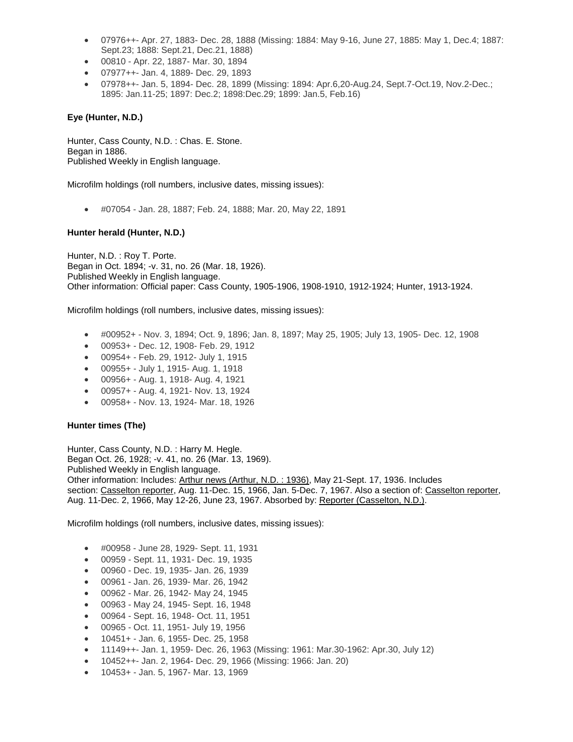- 07976++- Apr. 27, 1883- Dec. 28, 1888 (Missing: 1884: May 9-16, June 27, 1885: May 1, Dec.4; 1887: Sept.23; 1888: Sept.21, Dec.21, 1888)
- 00810 - Apr. 22, 1887- Mar. 30, 1894
- 07977++- Jan. 4, 1889- Dec. 29, 1893
- 07978++- Jan. 5, 1894- Dec. 28, 1899 (Missing: 1894: Apr.6,20-Aug.24, Sept.7-Oct.19, Nov.2-Dec.; 1895: Jan.11-25; 1897: Dec.2; 1898:Dec.29; 1899: Jan.5, Feb.16)

**Eye (Hunter, N.D.)**

Hunter, Cass County, N.D. : Chas. E. Stone.
Began in 1886.
Published Weekly in English language.

Microfilm holdings (roll numbers, inclusive dates, missing issues):

- #07054 - Jan. 28, 1887; Feb. 24, 1888; Mar. 20, May 22, 1891

**Hunter herald (Hunter, N.D.)**

Hunter, N.D. : Roy T. Porte.
Began in Oct. 1894; -v. 31, no. 26 (Mar. 18, 1926).
Published Weekly in English language.
Other information: Official paper: Cass County, 1905-1906, 1908-1910, 1912-1924; Hunter, 1913-1924.

Microfilm holdings (roll numbers, inclusive dates, missing issues):

- #00952+ - Nov. 3, 1894; Oct. 9, 1896; Jan. 8, 1897; May 25, 1905; July 13, 1905- Dec. 12, 1908
- 00953+ - Dec. 12, 1908- Feb. 29, 1912
- 00954+ - Feb. 29, 1912- July 1, 1915
- 00955+ - July 1, 1915- Aug. 1, 1918
- 00956+ - Aug. 1, 1918- Aug. 4, 1921
- 00957+ - Aug. 4, 1921- Nov. 13, 1924
- 00958+ - Nov. 13, 1924- Mar. 18, 1926

**Hunter times (The)**

Hunter, Cass County, N.D. : Harry M. Hegle.
Began Oct. 26, 1928; -v. 41, no. 26 (Mar. 13, 1969).
Published Weekly in English language.
Other information: Includes: Arthur news (Arthur, N.D. : 1936), May 21-Sept. 17, 1936. Includes section: Casselton reporter, Aug. 11-Dec. 15, 1966, Jan. 5-Dec. 7, 1967. Also a section of: Casselton reporter, Aug. 11-Dec. 2, 1966, May 12-26, June 23, 1967. Absorbed by: Reporter (Casselton, N.D.).

Microfilm holdings (roll numbers, inclusive dates, missing issues):

- #00958 - June 28, 1929- Sept. 11, 1931
- 00959 - Sept. 11, 1931- Dec. 19, 1935
- 00960 - Dec. 19, 1935- Jan. 26, 1939
- 00961 - Jan. 26, 1939- Mar. 26, 1942
- 00962 - Mar. 26, 1942- May 24, 1945
- 00963 - May 24, 1945- Sept. 16, 1948
- 00964 - Sept. 16, 1948- Oct. 11, 1951
- 00965 - Oct. 11, 1951- July 19, 1956
- 10451+ - Jan. 6, 1955- Dec. 25, 1958
- 11149++- Jan. 1, 1959- Dec. 26, 1963 (Missing: 1961: Mar.30-1962: Apr.30, July 12)
- 10452++- Jan. 2, 1964- Dec. 29, 1966 (Missing: 1966: Jan. 20)
- 10453+ - Jan. 5, 1967- Mar. 13, 1969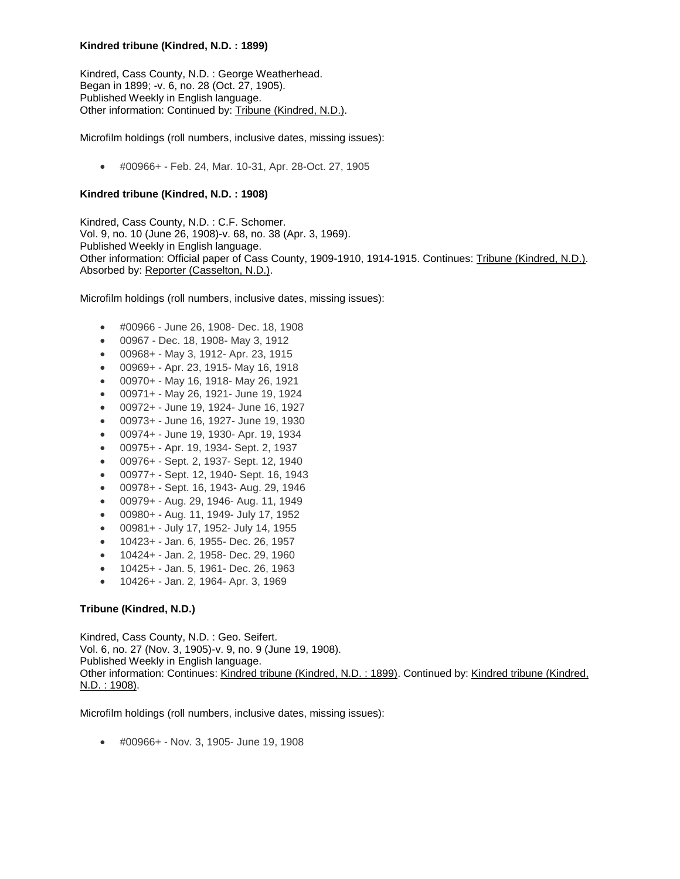**Kindred tribune (Kindred, N.D. : 1899)**

Kindred, Cass County, N.D. : George Weatherhead.
Began in 1899; -v. 6, no. 28 (Oct. 27, 1905).
Published Weekly in English language.
Other information: Continued by: Tribune (Kindred, N.D.).

Microfilm holdings (roll numbers, inclusive dates, missing issues):

- #00966+ - Feb. 24, Mar. 10-31, Apr. 28-Oct. 27, 1905

**Kindred tribune (Kindred, N.D. : 1908)**

Kindred, Cass County, N.D. : C.F. Schomer.
Vol. 9, no. 10 (June 26, 1908)-v. 68, no. 38 (Apr. 3, 1969).
Published Weekly in English language.
Other information: Official paper of Cass County, 1909-1910, 1914-1915. Continues: Tribune (Kindred, N.D.). Absorbed by: Reporter (Casselton, N.D.).

Microfilm holdings (roll numbers, inclusive dates, missing issues):

- #00966 - June 26, 1908- Dec. 18, 1908
- 00967 - Dec. 18, 1908- May 3, 1912
- 00968+ - May 3, 1912- Apr. 23, 1915
- 00969+ - Apr. 23, 1915- May 16, 1918
- 00970+ - May 16, 1918- May 26, 1921
- 00971+ - May 26, 1921- June 19, 1924
- 00972+ - June 19, 1924- June 16, 1927
- 00973+ - June 16, 1927- June 19, 1930
- 00974+ - June 19, 1930- Apr. 19, 1934
- 00975+ - Apr. 19, 1934- Sept. 2, 1937
- 00976+ - Sept. 2, 1937- Sept. 12, 1940
- 00977+ - Sept. 12, 1940- Sept. 16, 1943
- 00978+ - Sept. 16, 1943- Aug. 29, 1946
- 00979+ - Aug. 29, 1946- Aug. 11, 1949
- 00980+ - Aug. 11, 1949- July 17, 1952
- 00981+ - July 17, 1952- July 14, 1955
- 10423+ - Jan. 6, 1955- Dec. 26, 1957
- 10424+ - Jan. 2, 1958- Dec. 29, 1960
- 10425+ - Jan. 5, 1961- Dec. 26, 1963
- 10426+ - Jan. 2, 1964- Apr. 3, 1969

**Tribune (Kindred, N.D.)**

Kindred, Cass County, N.D. : Geo. Seifert.
Vol. 6, no. 27 (Nov. 3, 1905)-v. 9, no. 9 (June 19, 1908).
Published Weekly in English language.
Other information: Continues: Kindred tribune (Kindred, N.D. : 1899). Continued by: Kindred tribune (Kindred, N.D. : 1908).

Microfilm holdings (roll numbers, inclusive dates, missing issues):

- #00966+ - Nov. 3, 1905- June 19, 1908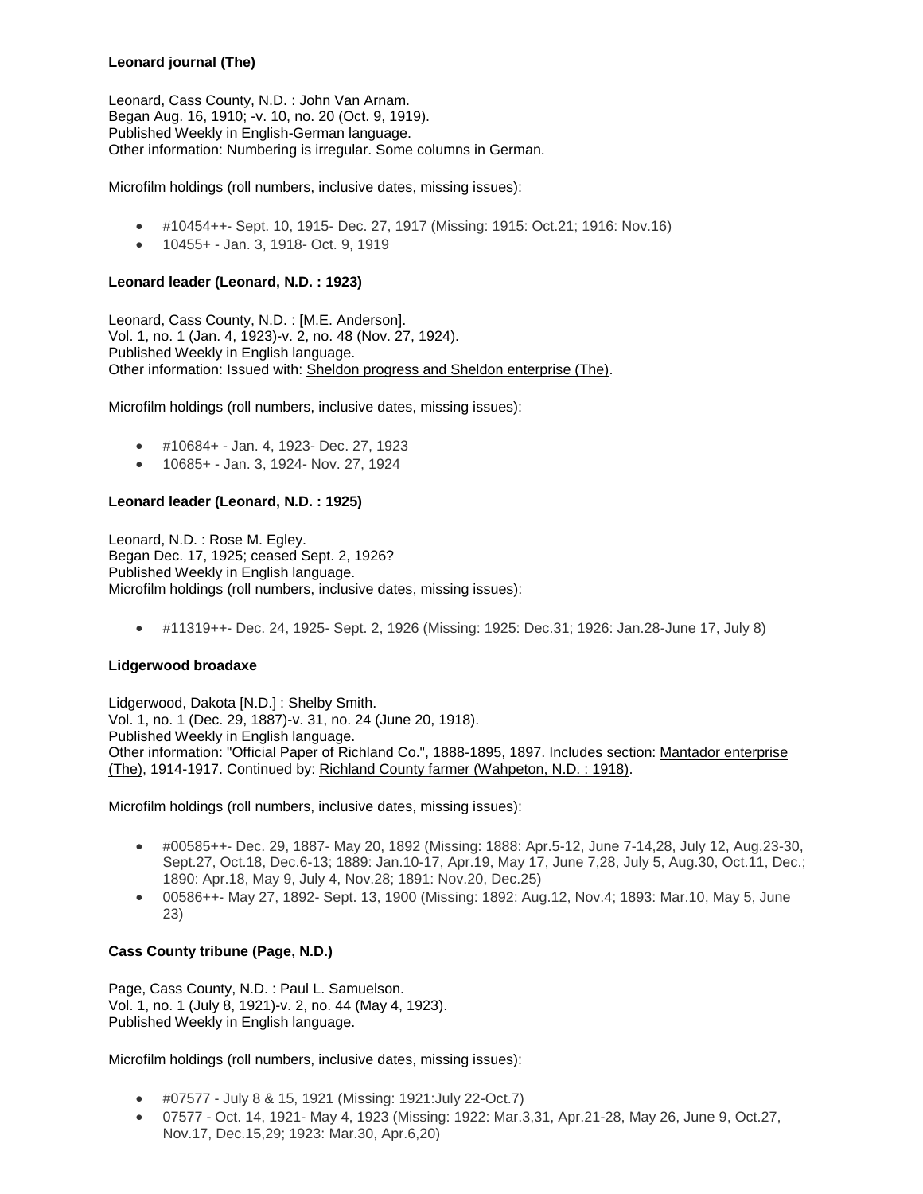**Leonard journal (The)**

Leonard, Cass County, N.D. : John Van Arnam.
Began Aug. 16, 1910; -v. 10, no. 20 (Oct. 9, 1919).
Published Weekly in English-German language.
Other information: Numbering is irregular. Some columns in German.

Microfilm holdings (roll numbers, inclusive dates, missing issues):

- #10454++- Sept. 10, 1915- Dec. 27, 1917 (Missing: 1915: Oct.21; 1916: Nov.16)
- 10455+ - Jan. 3, 1918- Oct. 9, 1919

**Leonard leader (Leonard, N.D. : 1923)**

Leonard, Cass County, N.D. : [M.E. Anderson].
Vol. 1, no. 1 (Jan. 4, 1923)-v. 2, no. 48 (Nov. 27, 1924).
Published Weekly in English language.
Other information: Issued with: Sheldon progress and Sheldon enterprise (The).

Microfilm holdings (roll numbers, inclusive dates, missing issues):

- #10684+ - Jan. 4, 1923- Dec. 27, 1923
- 10685+ - Jan. 3, 1924- Nov. 27, 1924

**Leonard leader (Leonard, N.D. : 1925)**

Leonard, N.D. : Rose M. Egley.
Began Dec. 17, 1925; ceased Sept. 2, 1926?
Published Weekly in English language.
Microfilm holdings (roll numbers, inclusive dates, missing issues):

- #11319++- Dec. 24, 1925- Sept. 2, 1926 (Missing: 1925: Dec.31; 1926: Jan.28-June 17, July 8)

**Lidgerwood broadaxe**

Lidgerwood, Dakota [N.D.] : Shelby Smith.
Vol. 1, no. 1 (Dec. 29, 1887)-v. 31, no. 24 (June 20, 1918).
Published Weekly in English language.
Other information: "Official Paper of Richland Co.", 1888-1895, 1897. Includes section: Mantador enterprise (The), 1914-1917. Continued by: Richland County farmer (Wahpeton, N.D. : 1918).

Microfilm holdings (roll numbers, inclusive dates, missing issues):

- #00585++- Dec. 29, 1887- May 20, 1892 (Missing: 1888: Apr.5-12, June 7-14,28, July 12, Aug.23-30, Sept.27, Oct.18, Dec.6-13; 1889: Jan.10-17, Apr.19, May 17, June 7,28, July 5, Aug.30, Oct.11, Dec.; 1890: Apr.18, May 9, July 4, Nov.28; 1891: Nov.20, Dec.25)
- 00586++- May 27, 1892- Sept. 13, 1900 (Missing: 1892: Aug.12, Nov.4; 1893: Mar.10, May 5, June 23)

**Cass County tribune (Page, N.D.)**

Page, Cass County, N.D. : Paul L. Samuelson.
Vol. 1, no. 1 (July 8, 1921)-v. 2, no. 44 (May 4, 1923).
Published Weekly in English language.

Microfilm holdings (roll numbers, inclusive dates, missing issues):

- #07577 - July 8 & 15, 1921 (Missing: 1921:July 22-Oct.7)
- 07577 - Oct. 14, 1921- May 4, 1923 (Missing: 1922: Mar.3,31, Apr.21-28, May 26, June 9, Oct.27, Nov.17, Dec.15,29; 1923: Mar.30, Apr.6,20)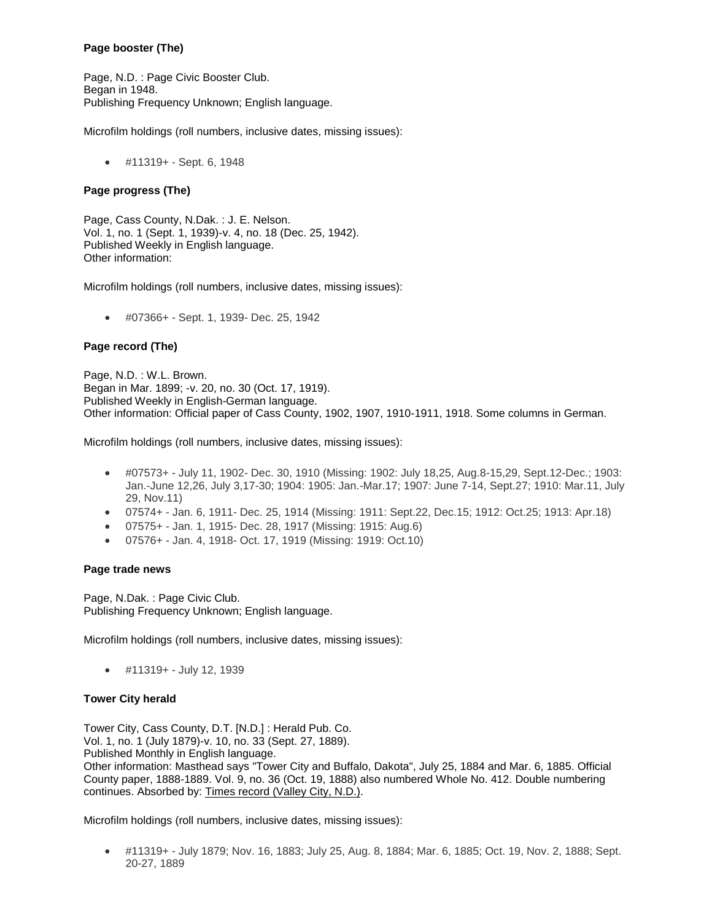**Page booster (The)**

Page, N.D. : Page Civic Booster Club.
Began in 1948.
Publishing Frequency Unknown; English language.

Microfilm holdings (roll numbers, inclusive dates, missing issues):

- #11319+ - Sept. 6, 1948

**Page progress (The)**

Page, Cass County, N.Dak. : J. E. Nelson.
Vol. 1, no. 1 (Sept. 1, 1939)-v. 4, no. 18 (Dec. 25, 1942).
Published Weekly in English language.
Other information:

Microfilm holdings (roll numbers, inclusive dates, missing issues):

- #07366+ - Sept. 1, 1939- Dec. 25, 1942

**Page record (The)**

Page, N.D. : W.L. Brown.
Began in Mar. 1899; -v. 20, no. 30 (Oct. 17, 1919).
Published Weekly in English-German language.
Other information: Official paper of Cass County, 1902, 1907, 1910-1911, 1918. Some columns in German.

Microfilm holdings (roll numbers, inclusive dates, missing issues):

- #07573+ - July 11, 1902- Dec. 30, 1910 (Missing: 1902: July 18,25, Aug.8-15,29, Sept.12-Dec.; 1903: Jan.-June 12,26, July 3,17-30; 1904: 1905: Jan.-Mar.17; 1907: June 7-14, Sept.27; 1910: Mar.11, July 29, Nov.11)
- 07574+ - Jan. 6, 1911- Dec. 25, 1914 (Missing: 1911: Sept.22, Dec.15; 1912: Oct.25; 1913: Apr.18)
- 07575+ - Jan. 1, 1915- Dec. 28, 1917 (Missing: 1915: Aug.6)
- 07576+ - Jan. 4, 1918- Oct. 17, 1919 (Missing: 1919: Oct.10)

**Page trade news**

Page, N.Dak. : Page Civic Club.
Publishing Frequency Unknown; English language.

Microfilm holdings (roll numbers, inclusive dates, missing issues):

- #11319+ - July 12, 1939

**Tower City herald**

Tower City, Cass County, D.T. [N.D.] : Herald Pub. Co.
Vol. 1, no. 1 (July 1879)-v. 10, no. 33 (Sept. 27, 1889).
Published Monthly in English language.
Other information: Masthead says "Tower City and Buffalo, Dakota", July 25, 1884 and Mar. 6, 1885. Official County paper, 1888-1889. Vol. 9, no. 36 (Oct. 19, 1888) also numbered Whole No. 412. Double numbering continues. Absorbed by: Times record (Valley City, N.D.).

Microfilm holdings (roll numbers, inclusive dates, missing issues):

- #11319+ - July 1879; Nov. 16, 1883; July 25, Aug. 8, 1884; Mar. 6, 1885; Oct. 19, Nov. 2, 1888; Sept. 20-27, 1889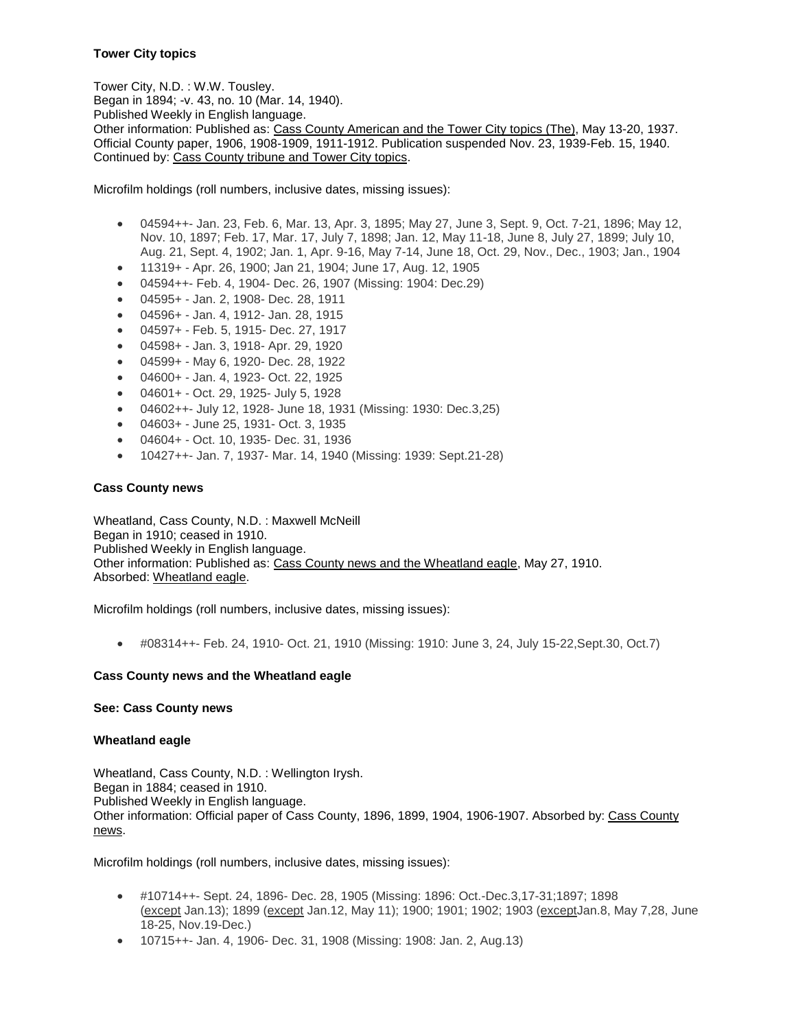**Tower City topics**

Tower City, N.D. : W.W. Tousley.
Began in 1894; -v. 43, no. 10 (Mar. 14, 1940).
Published Weekly in English language.
Other information: Published as: Cass County American and the Tower City topics (The), May 13-20, 1937. Official County paper, 1906, 1908-1909, 1911-1912. Publication suspended Nov. 23, 1939-Feb. 15, 1940. Continued by: Cass County tribune and Tower City topics.

Microfilm holdings (roll numbers, inclusive dates, missing issues):

- 04594++- Jan. 23, Feb. 6, Mar. 13, Apr. 3, 1895; May 27, June 3, Sept. 9, Oct. 7-21, 1896; May 12, Nov. 10, 1897; Feb. 17, Mar. 17, July 7, 1898; Jan. 12, May 11-18, June 8, July 27, 1899; July 10, Aug. 21, Sept. 4, 1902; Jan. 1, Apr. 9-16, May 7-14, June 18, Oct. 29, Nov., Dec., 1903; Jan., 1904
- 11319+ - Apr. 26, 1900; Jan 21, 1904; June 17, Aug. 12, 1905
- 04594++- Feb. 4, 1904- Dec. 26, 1907 (Missing: 1904: Dec.29)
- 04595+ - Jan. 2, 1908- Dec. 28, 1911
- 04596+ - Jan. 4, 1912- Jan. 28, 1915
- 04597+ - Feb. 5, 1915- Dec. 27, 1917
- 04598+ - Jan. 3, 1918- Apr. 29, 1920
- 04599+ - May 6, 1920- Dec. 28, 1922
- 04600+ - Jan. 4, 1923- Oct. 22, 1925
- 04601+ - Oct. 29, 1925- July 5, 1928
- 04602++- July 12, 1928- June 18, 1931 (Missing: 1930: Dec.3,25)
- 04603+ - June 25, 1931- Oct. 3, 1935
- 04604+ - Oct. 10, 1935- Dec. 31, 1936
- 10427++- Jan. 7, 1937- Mar. 14, 1940 (Missing: 1939: Sept.21-28)

**Cass County news**

Wheatland, Cass County, N.D. : Maxwell McNeill
Began in 1910; ceased in 1910.
Published Weekly in English language.
Other information: Published as: Cass County news and the Wheatland eagle, May 27, 1910.
Absorbed: Wheatland eagle.

Microfilm holdings (roll numbers, inclusive dates, missing issues):

- #08314++- Feb. 24, 1910- Oct. 21, 1910 (Missing: 1910: June 3, 24, July 15-22,Sept.30, Oct.7)

**Cass County news and the Wheatland eagle**

**See: Cass County news**

**Wheatland eagle**

Wheatland, Cass County, N.D. : Wellington Irysh.
Began in 1884; ceased in 1910.
Published Weekly in English language.
Other information: Official paper of Cass County, 1896, 1899, 1904, 1906-1907. Absorbed by: Cass County news.

Microfilm holdings (roll numbers, inclusive dates, missing issues):

- #10714++- Sept. 24, 1896- Dec. 28, 1905 (Missing: 1896: Oct.-Dec.3,17-31;1897; 1898 (except Jan.13); 1899 (except Jan.12, May 11); 1900; 1901; 1902; 1903 (exceptJan.8, May 7,28, June 18-25, Nov.19-Dec.)
- 10715++- Jan. 4, 1906- Dec. 31, 1908 (Missing: 1908: Jan. 2, Aug.13)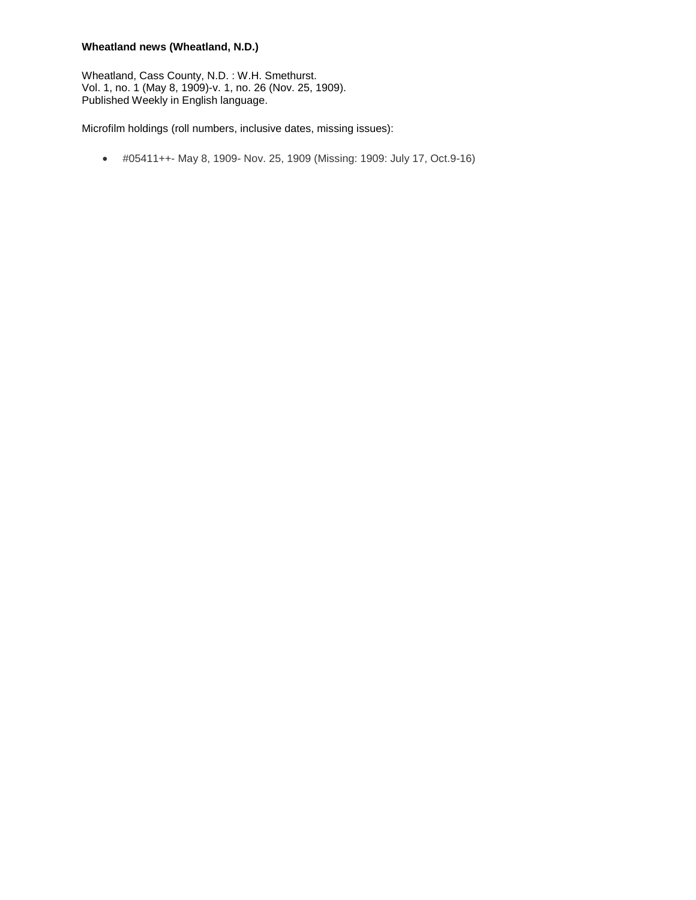**Wheatland news (Wheatland, N.D.)**

Wheatland, Cass County, N.D. : W.H. Smethurst.
Vol. 1, no. 1 (May 8, 1909)-v. 1, no. 26 (Nov. 25, 1909).
Published Weekly in English language.

Microfilm holdings (roll numbers, inclusive dates, missing issues):

- #05411++- May 8, 1909- Nov. 25, 1909 (Missing: 1909: July 17, Oct.9-16)